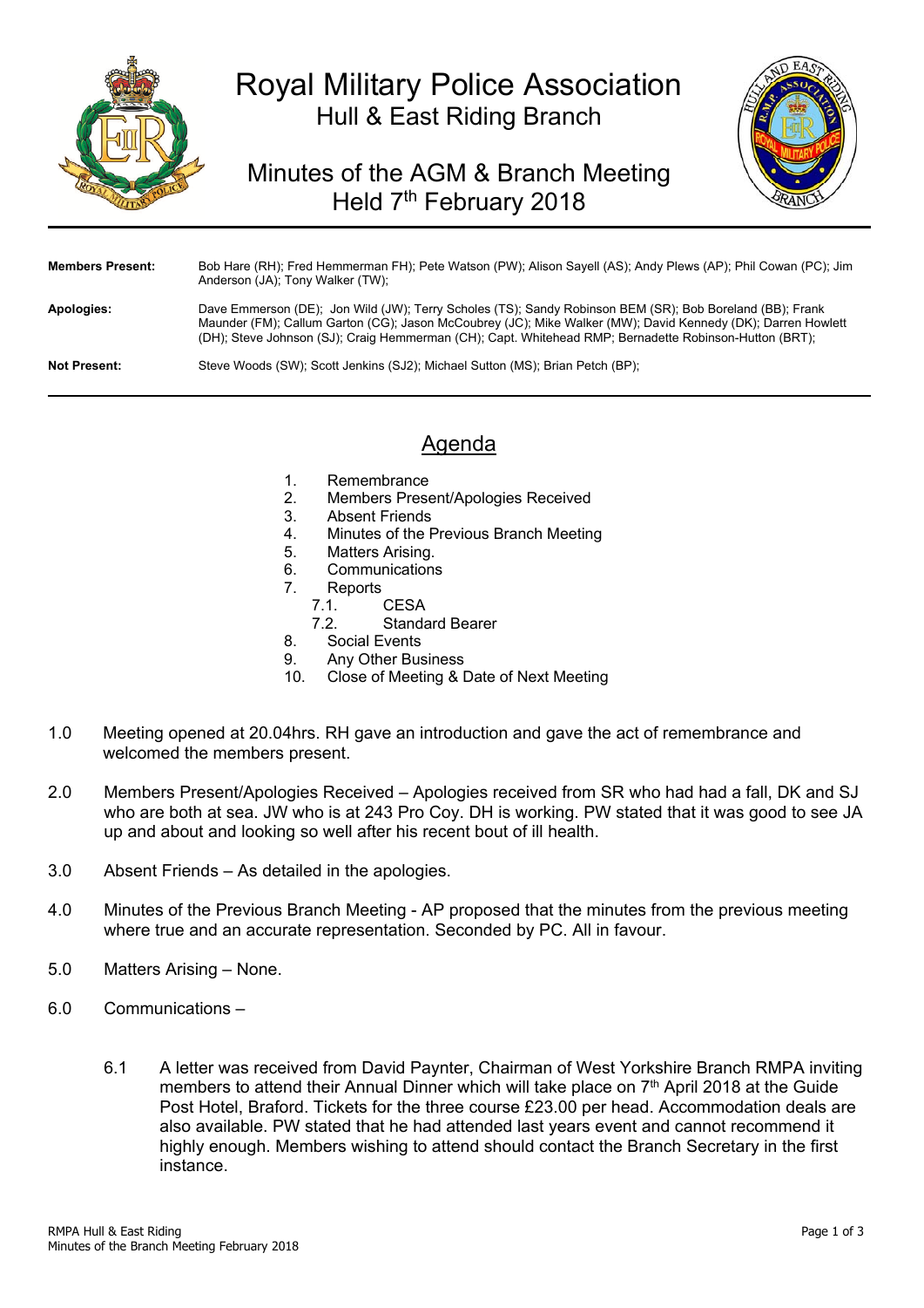# Royal Military Police Association
## Hull & East Riding Branch

## Minutes of the AGM & Branch Meeting Held 7th February 2018

**Members Present:** Bob Hare (RH); Fred Hemmerman FH); Pete Watson (PW); Alison Sayell (AS); Andy Plews (AP); Phil Cowan (PC); Jim Anderson (JA); Tony Walker (TW);

**Apologies:** Dave Emmerson (DE); Jon Wild (JW); Terry Scholes (TS); Sandy Robinson BEM (SR); Bob Boreland (BB); Frank Maunder (FM); Callum Garton (CG); Jason McCoubrey (JC); Mike Walker (MW); David Kennedy (DK); Darren Howlett (DH); Steve Johnson (SJ); Craig Hemmerman (CH); Capt. Whitehead RMP; Bernadette Robinson-Hutton (BRT);

**Not Present:** Steve Woods (SW); Scott Jenkins (SJ2); Michael Sutton (MS); Brian Petch (BP);

## Agenda

1. Remembrance
2. Members Present/Apologies Received
3. Absent Friends
4. Minutes of the Previous Branch Meeting
5. Matters Arising.
6. Communications
7. Reports
   - 7.1. CESA
   - 7.2. Standard Bearer
8. Social Events
9. Any Other Business
10. Close of Meeting & Date of Next Meeting

1.0 Meeting opened at 20.04hrs. RH gave an introduction and gave the act of remembrance and welcomed the members present.

2.0 Members Present/Apologies Received – Apologies received from SR who had had a fall, DK and SJ who are both at sea. JW who is at 243 Pro Coy. DH is working. PW stated that it was good to see JA up and about and looking so well after his recent bout of ill health.

3.0 Absent Friends – As detailed in the apologies.

4.0 Minutes of the Previous Branch Meeting - AP proposed that the minutes from the previous meeting where true and an accurate representation. Seconded by PC. All in favour.

5.0 Matters Arising – None.

6.0 Communications –

6.1 A letter was received from David Paynter, Chairman of West Yorkshire Branch RMPA inviting members to attend their Annual Dinner which will take place on 7th April 2018 at the Guide Post Hotel, Braford. Tickets for the three course £23.00 per head. Accommodation deals are also available. PW stated that he had attended last years event and cannot recommend it highly enough. Members wishing to attend should contact the Branch Secretary in the first instance.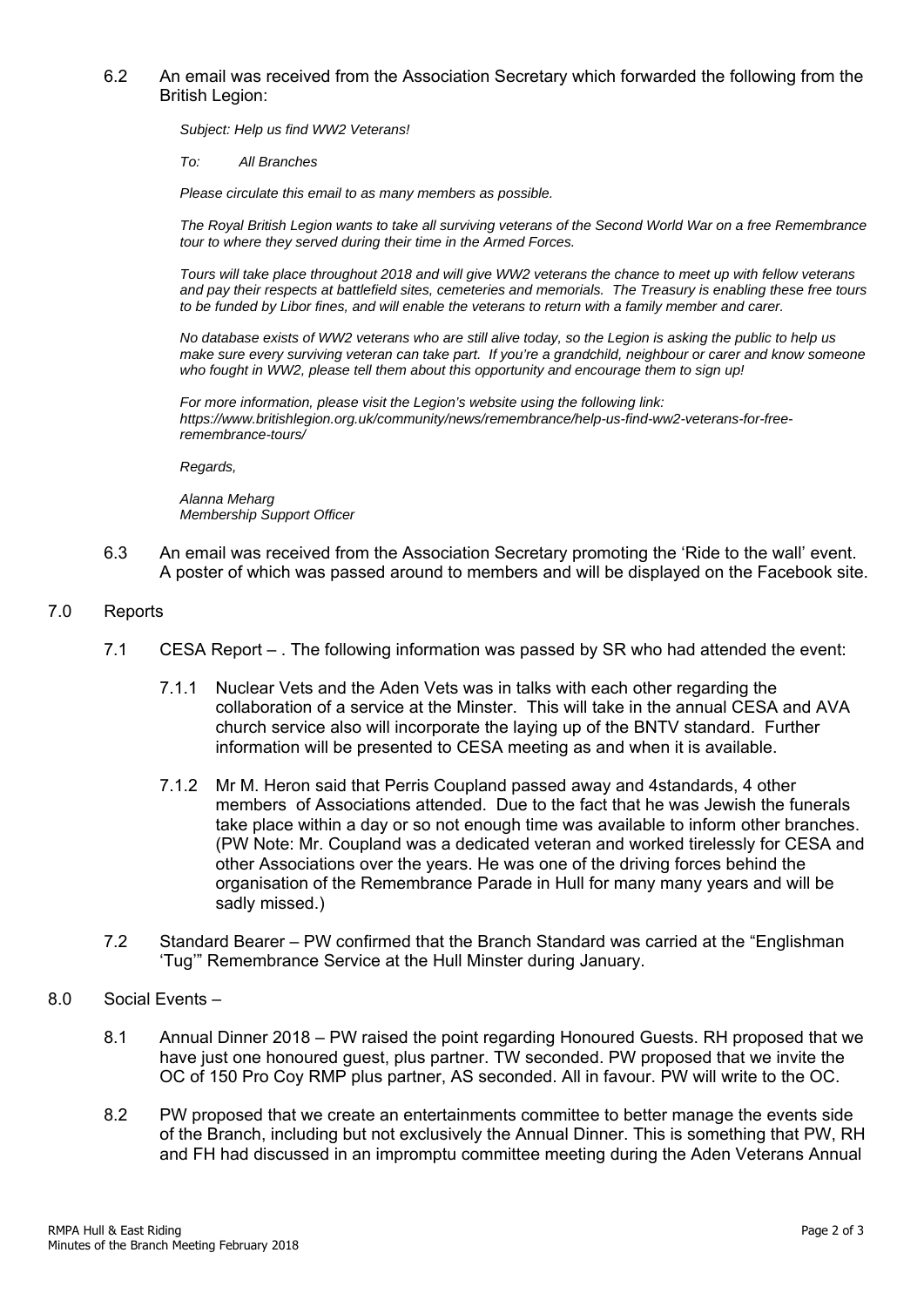6.2 An email was received from the Association Secretary which forwarded the following from the British Legion:

> *Subject: Help us find WW2 Veterans!*
>
> *To: All Branches*
>
> *Please circulate this email to as many members as possible.*
>
> *The Royal British Legion wants to take all surviving veterans of the Second World War on a free Remembrance tour to where they served during their time in the Armed Forces.*
>
> *Tours will take place throughout 2018 and will give WW2 veterans the chance to meet up with fellow veterans and pay their respects at battlefield sites, cemeteries and memorials. The Treasury is enabling these free tours to be funded by Libor fines, and will enable the veterans to return with a family member and carer.*
>
> *No database exists of WW2 veterans who are still alive today, so the Legion is asking the public to help us make sure every surviving veteran can take part. If you're a grandchild, neighbour or carer and know someone who fought in WW2, please tell them about this opportunity and encourage them to sign up!*
>
> *For more information, please visit the Legion's website using the following link: https://www.britishlegion.org.uk/community/news/remembrance/help-us-find-ww2-veterans-for-free-remembrance-tours/*
>
> *Regards,*
>
> *Alanna Meharg*
> *Membership Support Officer*

6.3 An email was received from the Association Secretary promoting the 'Ride to the wall' event. A poster of which was passed around to members and will be displayed on the Facebook site.

7.0 Reports

7.1 CESA Report – . The following information was passed by SR who had attended the event:

7.1.1 Nuclear Vets and the Aden Vets was in talks with each other regarding the collaboration of a service at the Minster. This will take in the annual CESA and AVA church service also will incorporate the laying up of the BNTV standard. Further information will be presented to CESA meeting as and when it is available.

7.1.2 Mr M. Heron said that Perris Coupland passed away and 4standards, 4 other members of Associations attended. Due to the fact that he was Jewish the funerals take place within a day or so not enough time was available to inform other branches. (PW Note: Mr. Coupland was a dedicated veteran and worked tirelessly for CESA and other Associations over the years. He was one of the driving forces behind the organisation of the Remembrance Parade in Hull for many many years and will be sadly missed.)

7.2 Standard Bearer – PW confirmed that the Branch Standard was carried at the "Englishman 'Tug'" Remembrance Service at the Hull Minster during January.

8.0 Social Events –

8.1 Annual Dinner 2018 – PW raised the point regarding Honoured Guests. RH proposed that we have just one honoured guest, plus partner. TW seconded. PW proposed that we invite the OC of 150 Pro Coy RMP plus partner, AS seconded. All in favour. PW will write to the OC.

8.2 PW proposed that we create an entertainments committee to better manage the events side of the Branch, including but not exclusively the Annual Dinner. This is something that PW, RH and FH had discussed in an impromptu committee meeting during the Aden Veterans Annual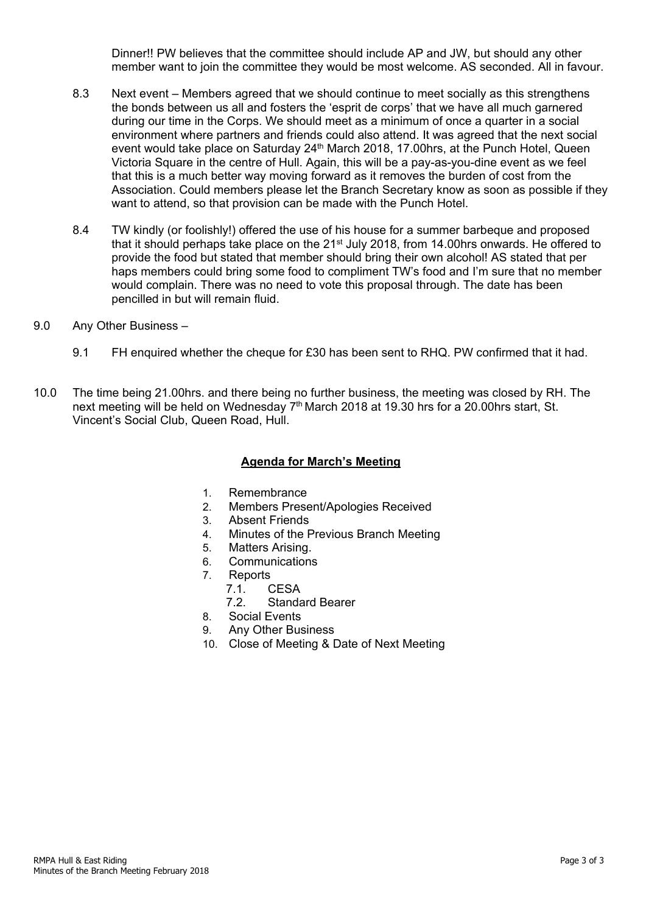Dinner!! PW believes that the committee should include AP and JW, but should any other member want to join the committee they would be most welcome. AS seconded. All in favour.

8.3 Next event – Members agreed that we should continue to meet socially as this strengthens the bonds between us all and fosters the 'esprit de corps' that we have all much garnered during our time in the Corps. We should meet as a minimum of once a quarter in a social environment where partners and friends could also attend. It was agreed that the next social event would take place on Saturday 24th March 2018, 17.00hrs, at the Punch Hotel, Queen Victoria Square in the centre of Hull. Again, this will be a pay-as-you-dine event as we feel that this is a much better way moving forward as it removes the burden of cost from the Association. Could members please let the Branch Secretary know as soon as possible if they want to attend, so that provision can be made with the Punch Hotel.

8.4 TW kindly (or foolishly!) offered the use of his house for a summer barbeque and proposed that it should perhaps take place on the 21st July 2018, from 14.00hrs onwards. He offered to provide the food but stated that member should bring their own alcohol! AS stated that per haps members could bring some food to compliment TW's food and I'm sure that no member would complain. There was no need to vote this proposal through. The date has been pencilled in but will remain fluid.

9.0 Any Other Business –

9.1 FH enquired whether the cheque for £30 has been sent to RHQ. PW confirmed that it had.

10.0 The time being 21.00hrs. and there being no further business, the meeting was closed by RH. The next meeting will be held on Wednesday 7th March 2018 at 19.30 hrs for a 20.00hrs start, St. Vincent's Social Club, Queen Road, Hull.

## Agenda for March's Meeting

1. Remembrance
2. Members Present/Apologies Received
3. Absent Friends
4. Minutes of the Previous Branch Meeting
5. Matters Arising.
6. Communications
7. Reports
   7.1. CESA
   7.2. Standard Bearer
8. Social Events
9. Any Other Business
10. Close of Meeting & Date of Next Meeting